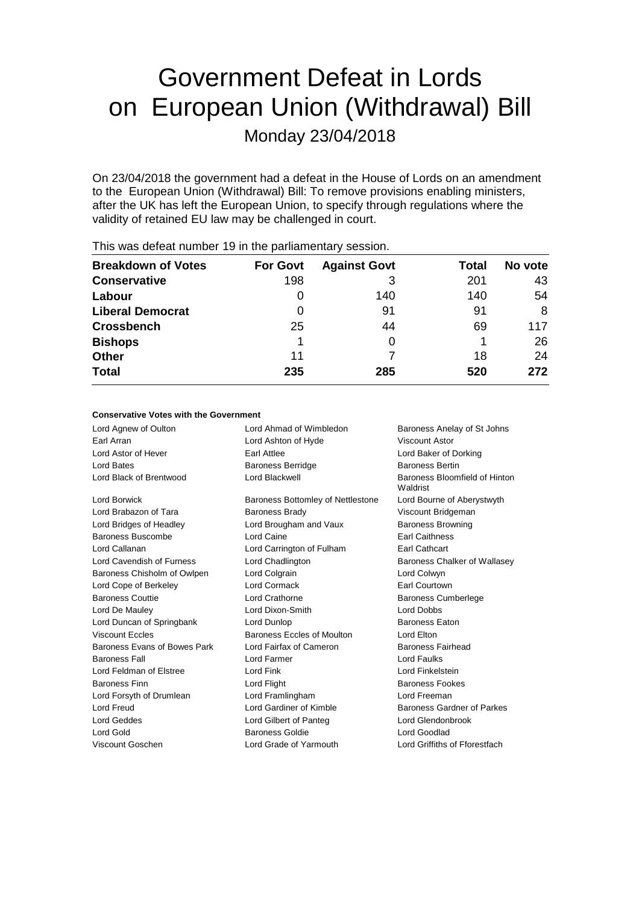# Government Defeat in Lords on European Union (Withdrawal) Bill

Monday 23/04/2018

On 23/04/2018 the government had a defeat in the House of Lords on an amendment to the European Union (Withdrawal) Bill: To remove provisions enabling ministers, after the UK has left the European Union, to specify through regulations where the validity of retained EU law may be challenged in court.

This was defeat number 19 in the parliamentary session.

| Breakdown of Votes | For Govt | Against Govt | Total | No vote |
|---|---|---|---|---|
| **Conservative** | 198 | 3 | 201 | 43 |
| **Labour** | 0 | 140 | 140 | 54 |
| **Liberal Democrat** | 0 | 91 | 91 | 8 |
| **Crossbench** | 25 | 44 | 69 | 117 |
| **Bishops** | 1 | 0 | 1 | 26 |
| **Other** | 11 | 7 | 18 | 24 |
| **Total** | **235** | **285** | **520** | **272** |

**Conservative Votes with the Government**

| | | |
|---|---|---|
| Lord Agnew of Oulton | Lord Ahmad of Wimbledon | Baroness Anelay of St Johns |
| Earl Arran | Lord Ashton of Hyde | Viscount Astor |
| Lord Astor of Hever | Earl Attlee | Lord Baker of Dorking |
| Lord Bates | Baroness Berridge | Baroness Bertin |
| Lord Black of Brentwood | Lord Blackwell | Baroness Bloomfield of Hinton Waldrist |
| Lord Borwick | Baroness Bottomley of Nettlestone | Lord Bourne of Aberystwyth |
| Lord Brabazon of Tara | Baroness Brady | Viscount Bridgeman |
| Lord Bridges of Headley | Lord Brougham and Vaux | Baroness Browning |
| Baroness Buscombe | Lord Caine | Earl Caithness |
| Lord Callanan | Lord Carrington of Fulham | Earl Cathcart |
| Lord Cavendish of Furness | Lord Chadlington | Baroness Chalker of Wallasey |
| Baroness Chisholm of Owlpen | Lord Colgrain | Lord Colwyn |
| Lord Cope of Berkeley | Lord Cormack | Earl Courtown |
| Baroness Couttie | Lord Crathorne | Baroness Cumberlege |
| Lord De Mauley | Lord Dixon-Smith | Lord Dobbs |
| Lord Duncan of Springbank | Lord Dunlop | Baroness Eaton |
| Viscount Eccles | Baroness Eccles of Moulton | Lord Elton |
| Baroness Evans of Bowes Park | Lord Fairfax of Cameron | Baroness Fairhead |
| Baroness Fall | Lord Farmer | Lord Faulks |
| Lord Feldman of Elstree | Lord Fink | Lord Finkelstein |
| Baroness Finn | Lord Flight | Baroness Fookes |
| Lord Forsyth of Drumlean | Lord Framlingham | Lord Freeman |
| Lord Freud | Lord Gardiner of Kimble | Baroness Gardner of Parkes |
| Lord Geddes | Lord Gilbert of Panteg | Lord Glendonbrook |
| Lord Gold | Baroness Goldie | Lord Goodlad |
| Viscount Goschen | Lord Grade of Yarmouth | Lord Griffiths of Fforestfach |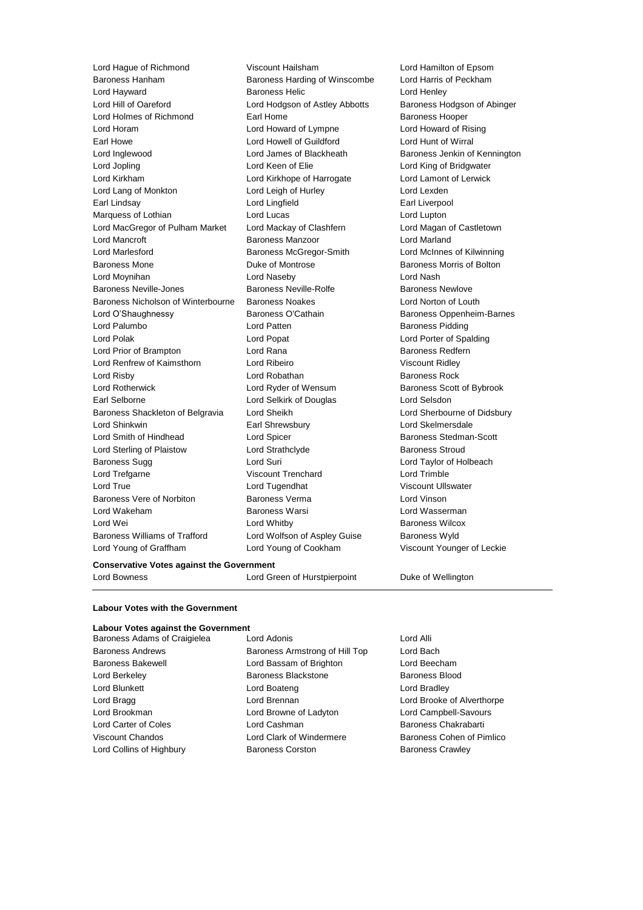Lord Hague of Richmond
Viscount Hailsham
Lord Hamilton of Epsom
Baroness Hanham
Baroness Harding of Winscombe
Lord Harris of Peckham
Lord Hayward
Baroness Helic
Lord Henley
Lord Hill of Oareford
Lord Hodgson of Astley Abbotts
Baroness Hodgson of Abinger
Lord Holmes of Richmond
Earl Home
Baroness Hooper
Lord Horam
Lord Howard of Lympne
Lord Howard of Rising
Earl Howe
Lord Howell of Guildford
Lord Hunt of Wirral
Lord Inglewood
Lord James of Blackheath
Baroness Jenkin of Kennington
Lord Jopling
Lord Keen of Elie
Lord King of Bridgwater
Lord Kirkham
Lord Kirkhope of Harrogate
Lord Lamont of Lerwick
Lord Lang of Monkton
Lord Leigh of Hurley
Lord Lexden
Earl Lindsay
Lord Lingfield
Earl Liverpool
Marquess of Lothian
Lord Lucas
Lord Lupton
Lord MacGregor of Pulham Market
Lord Mackay of Clashfern
Lord Magan of Castletown
Lord Mancroft
Baroness Manzoor
Lord Marland
Lord Marlesford
Baroness McGregor-Smith
Lord McInnes of Kilwinning
Baroness Mone
Duke of Montrose
Baroness Morris of Bolton
Lord Moynihan
Lord Naseby
Lord Nash
Baroness Neville-Jones
Baroness Neville-Rolfe
Baroness Newlove
Baroness Nicholson of Winterbourne
Baroness Noakes
Lord Norton of Louth
Lord O'Shaughnessy
Baroness O'Cathain
Baroness Oppenheim-Barnes
Lord Palumbo
Lord Patten
Baroness Pidding
Lord Polak
Lord Popat
Lord Porter of Spalding
Lord Prior of Brampton
Lord Rana
Baroness Redfern
Lord Renfrew of Kaimsthorn
Lord Ribeiro
Viscount Ridley
Lord Risby
Lord Robathan
Baroness Rock
Lord Rotherwick
Lord Ryder of Wensum
Baroness Scott of Bybrook
Earl Selborne
Lord Selkirk of Douglas
Lord Selsdon
Baroness Shackleton of Belgravia
Lord Sheikh
Lord Sherbourne of Didsbury
Lord Shinkwin
Earl Shrewsbury
Lord Skelmersdale
Lord Smith of Hindhead
Lord Spicer
Baroness Stedman-Scott
Lord Sterling of Plaistow
Lord Strathclyde
Baroness Stroud
Baroness Sugg
Lord Suri
Lord Taylor of Holbeach
Lord Trefgarne
Viscount Trenchard
Lord Trimble
Lord True
Lord Tugendhat
Viscount Ullswater
Baroness Vere of Norbiton
Baroness Verma
Lord Vinson
Lord Wakeham
Baroness Warsi
Lord Wasserman
Lord Wei
Lord Whitby
Baroness Wilcox
Baroness Williams of Trafford
Lord Wolfson of Aspley Guise
Baroness Wyld
Lord Young of Graffham
Lord Young of Cookham
Viscount Younger of Leckie

**Conservative Votes against the Government**

Lord Bowness
Lord Green of Hurstpierpoint
Duke of Wellington

---

**Labour Votes with the Government**

**Labour Votes against the Government**

Baroness Adams of Craigielea
Lord Adonis
Lord Alli
Baroness Andrews
Baroness Armstrong of Hill Top
Lord Bach
Baroness Bakewell
Lord Bassam of Brighton
Lord Beecham
Lord Berkeley
Baroness Blackstone
Baroness Blood
Lord Blunkett
Lord Boateng
Lord Bradley
Lord Bragg
Lord Brennan
Lord Brooke of Alverthorpe
Lord Brookman
Lord Browne of Ladyton
Lord Campbell-Savours
Lord Carter of Coles
Lord Cashman
Baroness Chakrabarti
Viscount Chandos
Lord Clark of Windermere
Baroness Cohen of Pimlico
Lord Collins of Highbury
Baroness Corston
Baroness Crawley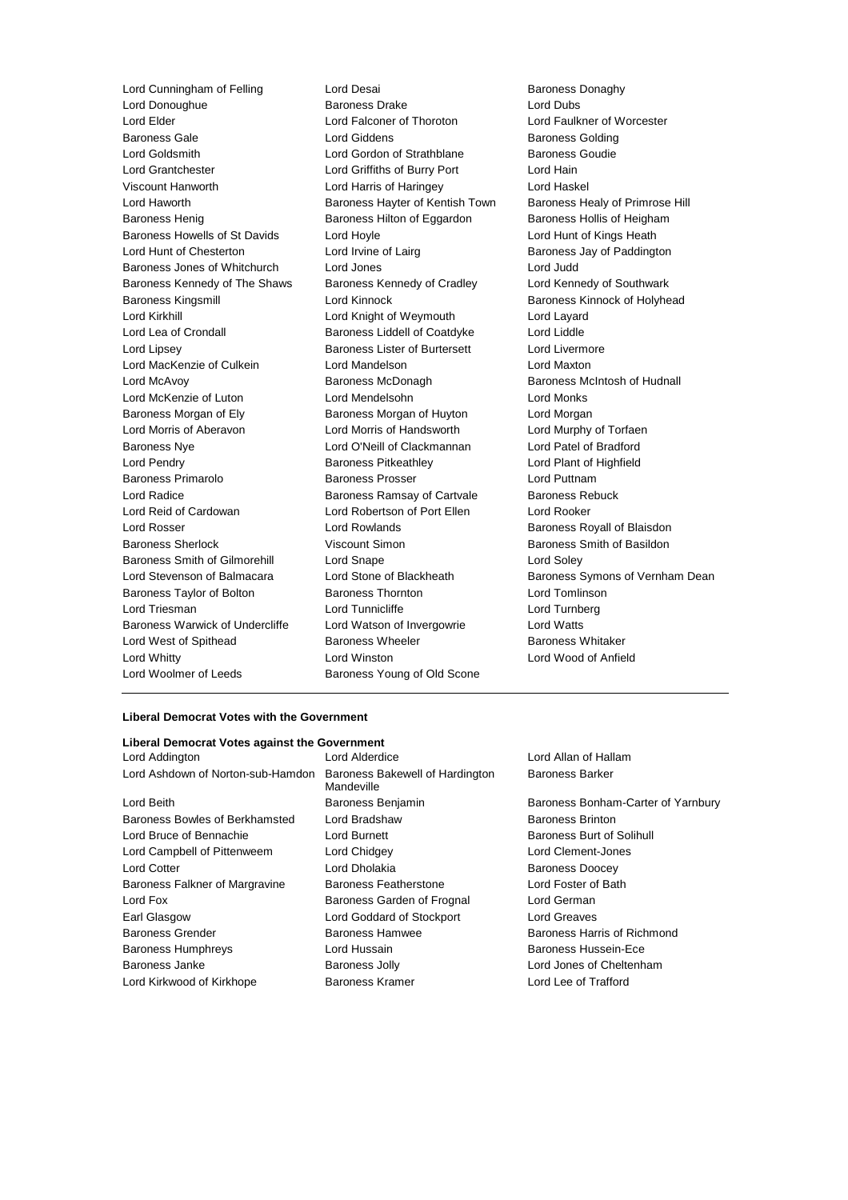Lord Cunningham of Felling
Lord Desai
Baroness Donaghy
Lord Donoughue
Baroness Drake
Lord Dubs
Lord Elder
Lord Falconer of Thoroton
Lord Faulkner of Worcester
Baroness Gale
Lord Giddens
Baroness Golding
Lord Goldsmith
Lord Gordon of Strathblane
Baroness Goudie
Lord Grantchester
Lord Griffiths of Burry Port
Lord Hain
Viscount Hanworth
Lord Harris of Haringey
Lord Haskel
Lord Haworth
Baroness Hayter of Kentish Town
Baroness Healy of Primrose Hill
Baroness Henig
Baroness Hilton of Eggardon
Baroness Hollis of Heigham
Baroness Howells of St Davids
Lord Hoyle
Lord Hunt of Kings Heath
Lord Hunt of Chesterton
Lord Irvine of Lairg
Baroness Jay of Paddington
Baroness Jones of Whitchurch
Lord Jones
Lord Judd
Baroness Kennedy of The Shaws
Baroness Kennedy of Cradley
Lord Kennedy of Southwark
Baroness Kingsmill
Lord Kinnock
Baroness Kinnock of Holyhead
Lord Kirkhill
Lord Knight of Weymouth
Lord Layard
Lord Lea of Crondall
Baroness Liddell of Coatdyke
Lord Liddle
Lord Lipsey
Baroness Lister of Burtersett
Lord Livermore
Lord MacKenzie of Culkein
Lord Mandelson
Lord Maxton
Lord McAvoy
Baroness McDonagh
Baroness McIntosh of Hudnall
Lord McKenzie of Luton
Lord Mendelsohn
Lord Monks
Baroness Morgan of Ely
Baroness Morgan of Huyton
Lord Morgan
Lord Morris of Aberavon
Lord Morris of Handsworth
Lord Murphy of Torfaen
Baroness Nye
Lord O'Neill of Clackmannan
Lord Patel of Bradford
Lord Pendry
Baroness Pitkeathley
Lord Plant of Highfield
Baroness Primarolo
Baroness Prosser
Lord Puttnam
Lord Radice
Baroness Ramsay of Cartvale
Baroness Rebuck
Lord Reid of Cardowan
Lord Robertson of Port Ellen
Lord Rooker
Lord Rosser
Lord Rowlands
Baroness Royall of Blaisdon
Baroness Sherlock
Viscount Simon
Baroness Smith of Basildon
Baroness Smith of Gilmorehill
Lord Snape
Lord Soley
Lord Stevenson of Balmacara
Lord Stone of Blackheath
Baroness Symons of Vernham Dean
Baroness Taylor of Bolton
Baroness Thornton
Lord Tomlinson
Lord Triesman
Lord Tunnicliffe
Lord Turnberg
Baroness Warwick of Undercliffe
Lord Watson of Invergowrie
Lord Watts
Lord West of Spithead
Baroness Wheeler
Baroness Whitaker
Lord Whitty
Lord Winston
Lord Wood of Anfield
Lord Woolmer of Leeds
Baroness Young of Old Scone

**Liberal Democrat Votes with the Government**

**Liberal Democrat Votes against the Government**

Lord Addington
Lord Alderdice
Lord Allan of Hallam
Lord Ashdown of Norton-sub-Hamdon
Baroness Bakewell of Hardington Mandeville
Baroness Barker
Lord Beith
Baroness Benjamin
Baroness Bonham-Carter of Yarnbury
Baroness Bowles of Berkhamsted
Lord Bradshaw
Baroness Brinton
Lord Bruce of Bennachie
Lord Burnett
Baroness Burt of Solihull
Lord Campbell of Pittenweem
Lord Chidgey
Lord Clement-Jones
Lord Cotter
Lord Dholakia
Baroness Doocey
Baroness Falkner of Margravine
Baroness Featherstone
Lord Foster of Bath
Lord Fox
Baroness Garden of Frognal
Lord German
Earl Glasgow
Lord Goddard of Stockport
Lord Greaves
Baroness Grender
Baroness Hamwee
Baroness Harris of Richmond
Baroness Humphreys
Lord Hussain
Baroness Hussein-Ece
Baroness Janke
Baroness Jolly
Lord Jones of Cheltenham
Lord Kirkwood of Kirkhope
Baroness Kramer
Lord Lee of Trafford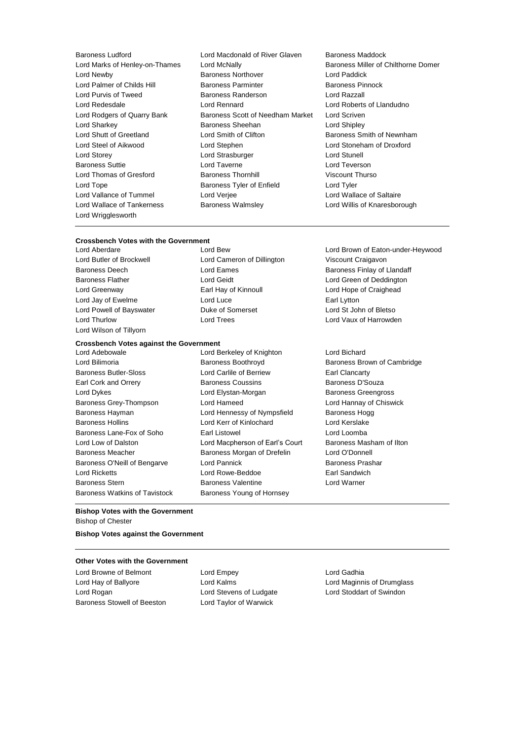Baroness Ludford
Lord Macdonald of River Glaven
Baroness Maddock
Lord Marks of Henley-on-Thames
Lord McNally
Baroness Miller of Chilthorne Domer
Lord Newby
Baroness Northover
Lord Paddick
Lord Palmer of Childs Hill
Baroness Parminter
Baroness Pinnock
Lord Purvis of Tweed
Baroness Randerson
Lord Razzall
Lord Redesdale
Lord Rennard
Lord Roberts of Llandudno
Lord Rodgers of Quarry Bank
Baroness Scott of Needham Market
Lord Scriven
Lord Sharkey
Baroness Sheehan
Lord Shipley
Lord Shutt of Greetland
Lord Smith of Clifton
Baroness Smith of Newnham
Lord Steel of Aikwood
Lord Stephen
Lord Stoneham of Droxford
Lord Storey
Lord Strasburger
Lord Stunell
Baroness Suttie
Lord Taverne
Lord Teverson
Lord Thomas of Gresford
Baroness Thornhill
Viscount Thurso
Lord Tope
Baroness Tyler of Enfield
Lord Tyler
Lord Vallance of Tummel
Lord Verjee
Lord Wallace of Saltaire
Lord Wallace of Tankerness
Baroness Walmsley
Lord Willis of Knaresborough
Lord Wrigglesworth

---

**Crossbench Votes with the Government**

Lord Aberdare
Lord Bew
Lord Brown of Eaton-under-Heywood
Lord Butler of Brockwell
Lord Cameron of Dillington
Viscount Craigavon
Baroness Deech
Lord Eames
Baroness Finlay of Llandaff
Baroness Flather
Lord Geidt
Lord Green of Deddington
Lord Greenway
Earl Hay of Kinnoull
Lord Hope of Craighead
Lord Jay of Ewelme
Lord Luce
Earl Lytton
Lord Powell of Bayswater
Duke of Somerset
Lord St John of Bletso
Lord Thurlow
Lord Trees
Lord Vaux of Harrowden
Lord Wilson of Tillyorn

**Crossbench Votes against the Government**

Lord Adebowale
Lord Berkeley of Knighton
Lord Bichard
Lord Bilimoria
Baroness Boothroyd
Baroness Brown of Cambridge
Baroness Butler-Sloss
Lord Carlile of Berriew
Earl Clancarty
Earl Cork and Orrery
Baroness Coussins
Baroness D'Souza
Lord Dykes
Lord Elystan-Morgan
Baroness Greengross
Baroness Grey-Thompson
Lord Hameed
Lord Hannay of Chiswick
Baroness Hayman
Lord Hennessy of Nympsfield
Baroness Hogg
Baroness Hollins
Lord Kerr of Kinlochard
Lord Kerslake
Baroness Lane-Fox of Soho
Earl Listowel
Lord Loomba
Lord Low of Dalston
Lord Macpherson of Earl's Court
Baroness Masham of Ilton
Baroness Meacher
Baroness Morgan of Drefelin
Lord O'Donnell
Baroness O'Neill of Bengarve
Lord Pannick
Baroness Prashar
Lord Ricketts
Lord Rowe-Beddoe
Earl Sandwich
Baroness Stern
Baroness Valentine
Lord Warner
Baroness Watkins of Tavistock
Baroness Young of Hornsey

---

**Bishop Votes with the Government**

Bishop of Chester

**Bishop Votes against the Government**

---

**Other Votes with the Government**

Lord Browne of Belmont
Lord Empey
Lord Gadhia
Lord Hay of Ballyore
Lord Kalms
Lord Maginnis of Drumglass
Lord Rogan
Lord Stevens of Ludgate
Lord Stoddart of Swindon
Baroness Stowell of Beeston
Lord Taylor of Warwick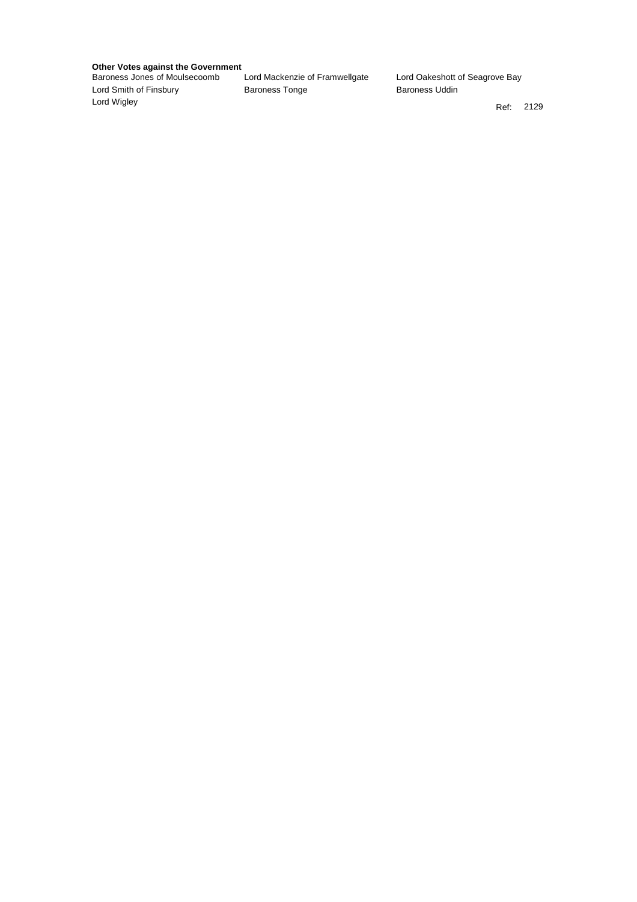**Other Votes against the Government**

| | | |
|---|---|---|
| Baroness Jones of Moulsecoomb | Lord Mackenzie of Framwellgate | Lord Oakeshott of Seagrove Bay |
| Lord Smith of Finsbury | Baroness Tonge | Baroness Uddin |
| Lord Wigley | | |

Ref: 2129